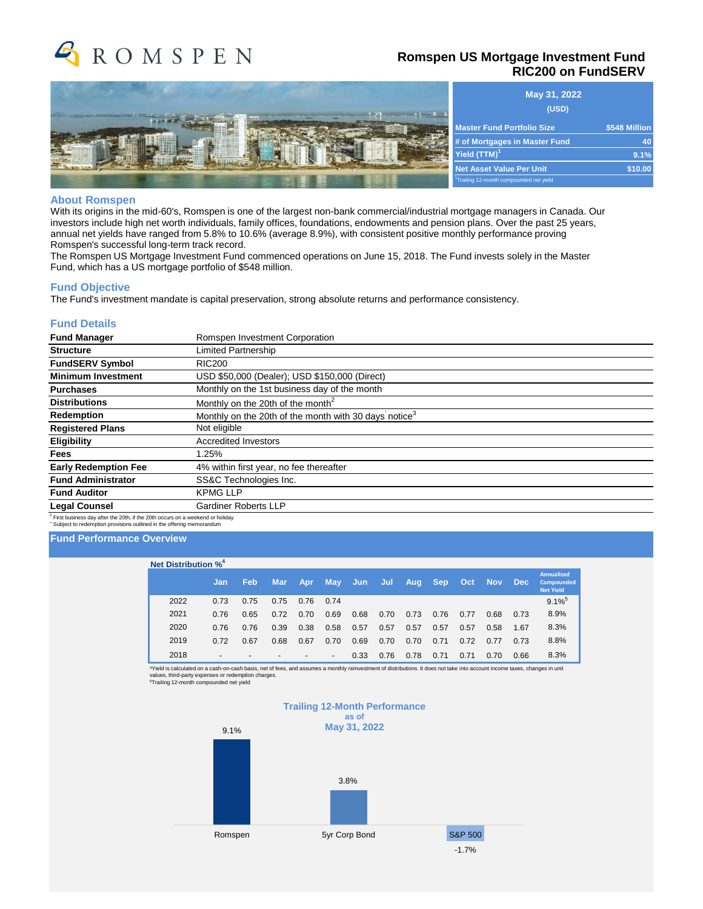# ROMSPEN

## Romspen US Mortgage Investment Fund
## RIC200 on FundSERV

| May 31, 2022 (USD) | |
|---|---|
| Master Fund Portfolio Size | $548 Million |
| # of Mortgages in Master Fund | 40 |
| Yield (TTM)[1] | 9.1% |
| Net Asset Value Per Unit | $10.00 |

[1]Trailing 12-month compounded net yield

## About Romspen

With its origins in the mid-60's, Romspen is one of the largest non-bank commercial/industrial mortgage managers in Canada. Our investors include high net worth individuals, family offices, foundations, endowments and pension plans. Over the past 25 years, annual net yields have ranged from 5.8% to 10.6% (average 8.9%), with consistent positive monthly performance proving Romspen's successful long-term track record.

The Romspen US Mortgage Investment Fund commenced operations on June 15, 2018. The Fund invests solely in the Master Fund, which has a US mortgage portfolio of $548 million.

## Fund Objective

The Fund's investment mandate is capital preservation, strong absolute returns and performance consistency.

## Fund Details

| | |
|---|---|
| **Fund Manager** | Romspen Investment Corporation |
| **Structure** | Limited Partnership |
| **FundSERV Symbol** | RIC200 |
| **Minimum Investment** | USD $50,000 (Dealer); USD $150,000 (Direct) |
| **Purchases** | Monthly on the 1st business day of the month |
| **Distributions** | Monthly on the 20th of the month[2] |
| **Redemption** | Monthly on the 20th of the month with 30 days' notice[3] |
| **Registered Plans** | Not eligible |
| **Eligibility** | Accredited Investors |
| **Fees** | 1.25% |
| **Early Redemption Fee** | 4% within first year, no fee thereafter |
| **Fund Administrator** | SS&C Technologies Inc. |
| **Fund Auditor** | KPMG LLP |
| **Legal Counsel** | Gardiner Roberts LLP |

[2] First business day after the 20th, if the 20th occurs on a weekend or holiday
[3] Subject to redemption provisions outlined in the offering memorandum

## Fund Performance Overview

**Net Distribution %[4]**

| | Jan | Feb | Mar | Apr | May | Jun | Jul | Aug | Sep | Oct | Nov | Dec | Annualized Compounded Net Yield |
|---|---|---|---|---|---|---|---|---|---|---|---|---|---|
| 2022 | 0.73 | 0.75 | 0.75 | 0.76 | 0.74 | | | | | | | | 9.1%[5] |
| 2021 | 0.76 | 0.65 | 0.72 | 0.70 | 0.69 | 0.68 | 0.70 | 0.73 | 0.76 | 0.77 | 0.68 | 0.73 | 8.9% |
| 2020 | 0.76 | 0.76 | 0.39 | 0.38 | 0.58 | 0.57 | 0.57 | 0.57 | 0.57 | 0.57 | 0.58 | 1.67 | 8.3% |
| 2019 | 0.72 | 0.67 | 0.68 | 0.67 | 0.70 | 0.69 | 0.70 | 0.70 | 0.71 | 0.72 | 0.77 | 0.73 | 8.8% |
| 2018 | - | - | - | - | - | 0.33 | 0.76 | 0.78 | 0.71 | 0.71 | 0.70 | 0.66 | 8.3% |

[4]Yield is calculated on a cash-on-cash basis, net of fees, and assumes a monthly reinvestment of distributions. It does not take into account income taxes, changes in unit values, third-party expenses or redemption charges.
[5]Trailing 12-month compounded net yield

**Trailing 12-Month Performance as of May 31, 2022**

| Romspen | 5yr Corp Bond | S&P 500 |
|---|---|---|
| 9.1% | 3.8% | -1.7% |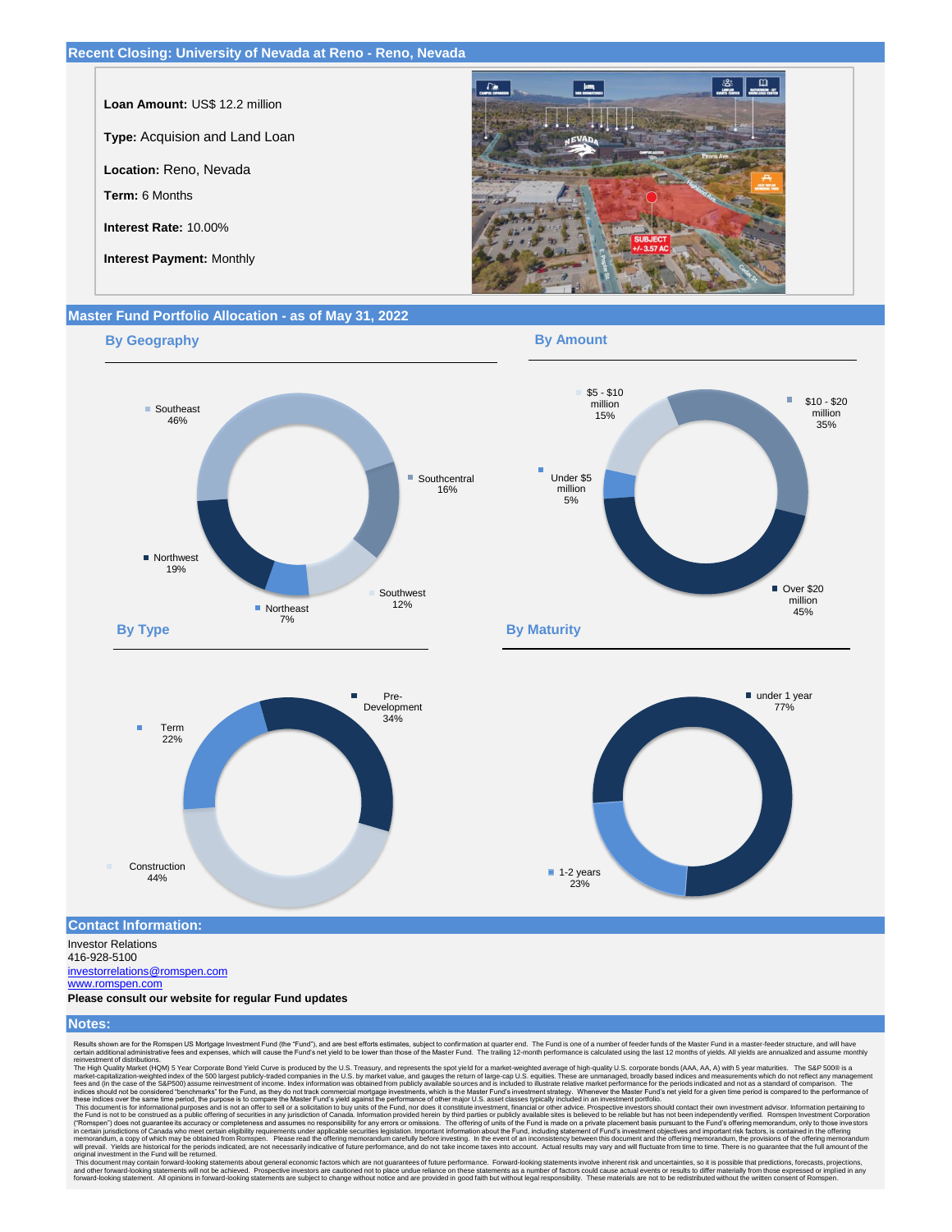## Recent Closing: University of Nevada at Reno - Reno, Nevada

**Loan Amount:** US$ 12.2 million

**Type:** Acquision and Land Loan

**Location:** Reno, Nevada

**Term:** 6 Months

**Interest Rate:** 10.00%

**Interest Payment:** Monthly

## Master Fund Portfolio Allocation - as of May 31, 2022

### By Geography

Southeast 46%
Southcentral 16%
Southwest 12%
Northeast 7%
Northwest 19%

### By Amount

$5 - $10 million 15%
$10 - $20 million 35%
Under $5 million 5%
Over $20 million 45%

### By Type

Pre-Development 34%
Term 22%
Construction 44%

### By Maturity

under 1 year 77%
1-2 years 23%

## Contact Information:

Investor Relations
416-928-5100
investorrelations@romspen.com
www.romspen.com
**Please consult our website for regular Fund updates**

## Notes:

Results shown are for the Romspen US Mortgage Investment Fund (the "Fund"), and are best efforts estimates, subject to confirmation at quarter end. The Fund is one of a number of feeder funds of the Master Fund in a master-feeder structure, and will have certain additional administrative fees and expenses, which will cause the Fund's net yield to be lower than those of the Master Fund. The trailing 12-month performance is calculated using the last 12 months of yields. All yields are annualized and assume monthly reinvestment of distributions.
The High Quality Market (HQM) 5 Year Corporate Bond Yield Curve is produced by the U.S. Treasury, and represents the spot yield for a market-weighted average of high-quality U.S. corporate bonds (AAA, AA, A) with 5 year maturities. The S&P 500® is a market-capitalization-weighted index of the 500 largest publicly-traded companies in the U.S. by market value, and gauges the return of large-cap U.S. equities. These are unmanaged, broadly based indices and measurements which do not reflect any management fees and (in the case of the S&P500) assume reinvestment of income. Index information was obtained from publicly available sources and is included to illustrate relative market performance for the periods indicated and not as a standard of comparison. The indices should not be considered "benchmarks" for the Fund, as they do not track commercial mortgage investments, which is the Master Fund's investment strategy. Whenever the Master Fund's net yield for a given time period is compared to the performance of these indices over the same time period, the purpose is to compare the Master Fund's yield against the performance of other major U.S. asset classes typically included in an investment portfolio.
This document is for informational purposes and is not an offer to sell or a solicitation to buy units of the Fund, nor does it constitute investment, financial or other advice. Prospective investors should contact their own investment advisor. Information pertaining to the Fund is not to be construed as a public offering of securities in any jurisdiction of Canada. Information provided herein by third parties or publicly available sites is believed to be reliable but has not been independently verified. Romspen Investment Corporation ("Romspen") does not guarantee its accuracy or completeness and assumes no responsibility for any errors or omissions. The offering of units of the Fund is made on a private placement basis pursuant to the Fund's offering memorandum, only to those investors in certain jurisdictions of Canada who meet certain eligibility requirements under applicable securities legislation. Important information about the Fund, including statement of Fund's investment objectives and important risk factors, is contained in the offering memorandum, a copy of which may be obtained from Romspen. Please read the offering memorandum carefully before investing. In the event of an inconsistency between this document and the offering memorandum, the provisions of the offering memorandum will prevail. Yields are historical for the periods indicated, are not necessarily indicative of future performance, and do not take income taxes into account. Actual results may vary and will fluctuate from time to time. There is no guarantee that the full amount of the original investment in the Fund will be returned.
This document may contain forward-looking statements about general economic factors which are not guarantees of future performance. Forward-looking statements involve inherent risk and uncertainties, so it is possible that predictions, forecasts, projections, and other forward-looking statements will not be achieved. Prospective investors are cautioned not to place undue reliance on these statements as a number of factors could cause actual events or results to differ materially from those expressed or implied in any forward-looking statement. All opinions in forward-looking statements are subject to change without notice and are provided in good faith but without legal responsibility. These materials are not to be redistributed without the written consent of Romspen.